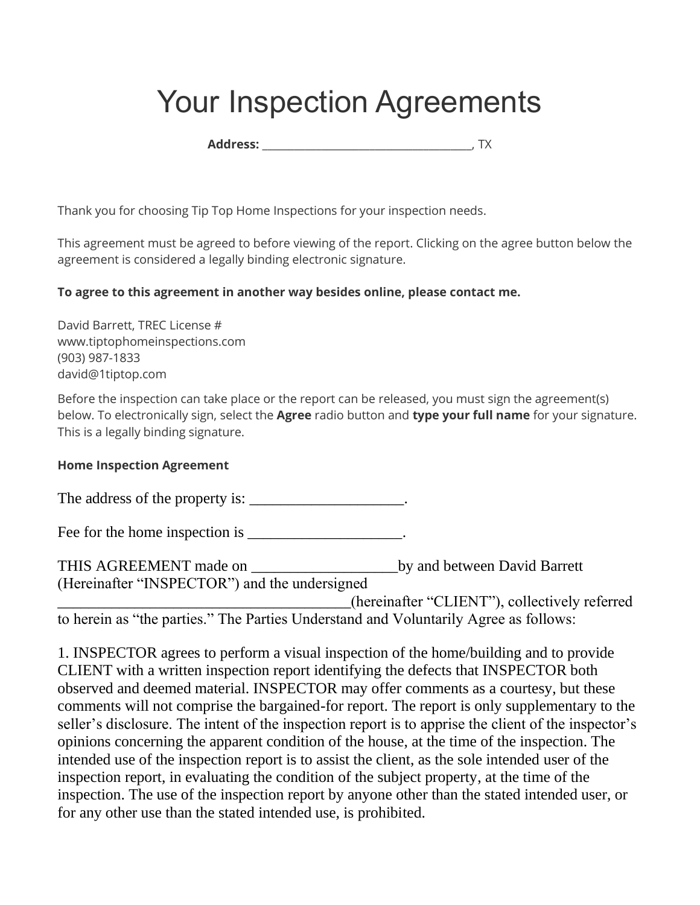# Your Inspection Agreements

**Address:** ____________________________________, TX

Thank you for choosing Tip Top Home Inspections for your inspection needs.

This agreement must be agreed to before viewing of the report. Clicking on the agree button below the agreement is considered a legally binding electronic signature.

**To agree to this agreement in another way besides online, please contact me.**

David Barrett, TREC License #
www.tiptophomeinspections.com
(903) 987-1833
david@1tiptop.com

Before the inspection can take place or the report can be released, you must sign the agreement(s) below. To electronically sign, select the **Agree** radio button and **type your full name** for your signature. This is a legally binding signature.

**Home Inspection Agreement**

The address of the property is: ____________________.

Fee for the home inspection is ____________________.

THIS AGREEMENT made on ___________________by and between David Barrett (Hereinafter "INSPECTOR") and the undersigned ______________________________________(hereinafter "CLIENT"), collectively referred to herein as "the parties." The Parties Understand and Voluntarily Agree as follows:

1. INSPECTOR agrees to perform a visual inspection of the home/building and to provide CLIENT with a written inspection report identifying the defects that INSPECTOR both observed and deemed material. INSPECTOR may offer comments as a courtesy, but these comments will not comprise the bargained-for report. The report is only supplementary to the seller's disclosure. The intent of the inspection report is to apprise the client of the inspector's opinions concerning the apparent condition of the house, at the time of the inspection. The intended use of the inspection report is to assist the client, as the sole intended user of the inspection report, in evaluating the condition of the subject property, at the time of the inspection. The use of the inspection report by anyone other than the stated intended user, or for any other use than the stated intended use, is prohibited.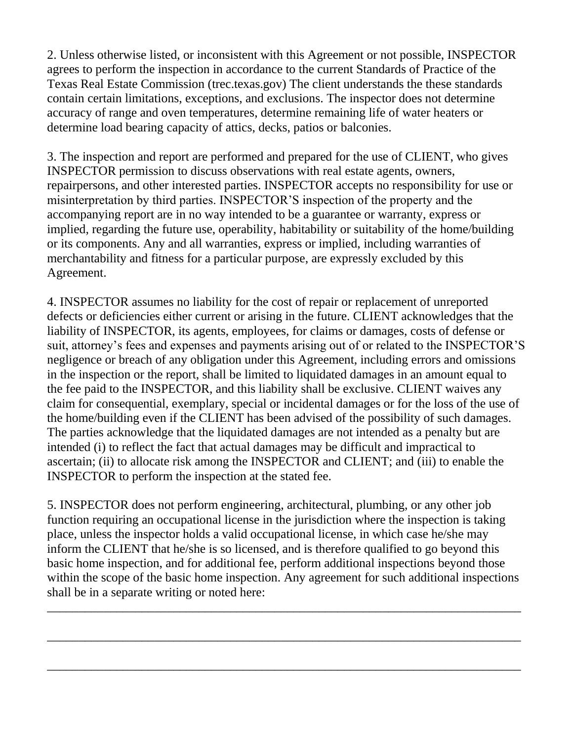2. Unless otherwise listed, or inconsistent with this Agreement or not possible, INSPECTOR agrees to perform the inspection in accordance to the current Standards of Practice of the Texas Real Estate Commission (trec.texas.gov) The client understands the these standards contain certain limitations, exceptions, and exclusions. The inspector does not determine accuracy of range and oven temperatures, determine remaining life of water heaters or determine load bearing capacity of attics, decks, patios or balconies.

3. The inspection and report are performed and prepared for the use of CLIENT, who gives INSPECTOR permission to discuss observations with real estate agents, owners, repairpersons, and other interested parties. INSPECTOR accepts no responsibility for use or misinterpretation by third parties. INSPECTOR'S inspection of the property and the accompanying report are in no way intended to be a guarantee or warranty, express or implied, regarding the future use, operability, habitability or suitability of the home/building or its components. Any and all warranties, express or implied, including warranties of merchantability and fitness for a particular purpose, are expressly excluded by this Agreement.

4. INSPECTOR assumes no liability for the cost of repair or replacement of unreported defects or deficiencies either current or arising in the future. CLIENT acknowledges that the liability of INSPECTOR, its agents, employees, for claims or damages, costs of defense or suit, attorney's fees and expenses and payments arising out of or related to the INSPECTOR'S negligence or breach of any obligation under this Agreement, including errors and omissions in the inspection or the report, shall be limited to liquidated damages in an amount equal to the fee paid to the INSPECTOR, and this liability shall be exclusive. CLIENT waives any claim for consequential, exemplary, special or incidental damages or for the loss of the use of the home/building even if the CLIENT has been advised of the possibility of such damages. The parties acknowledge that the liquidated damages are not intended as a penalty but are intended (i) to reflect the fact that actual damages may be difficult and impractical to ascertain; (ii) to allocate risk among the INSPECTOR and CLIENT; and (iii) to enable the INSPECTOR to perform the inspection at the stated fee.

5. INSPECTOR does not perform engineering, architectural, plumbing, or any other job function requiring an occupational license in the jurisdiction where the inspection is taking place, unless the inspector holds a valid occupational license, in which case he/she may inform the CLIENT that he/she is so licensed, and is therefore qualified to go beyond this basic home inspection, and for additional fee, perform additional inspections beyond those within the scope of the basic home inspection. Any agreement for such additional inspections shall be in a separate writing or noted here:

______________________________________________________________________________

______________________________________________________________________________

______________________________________________________________________________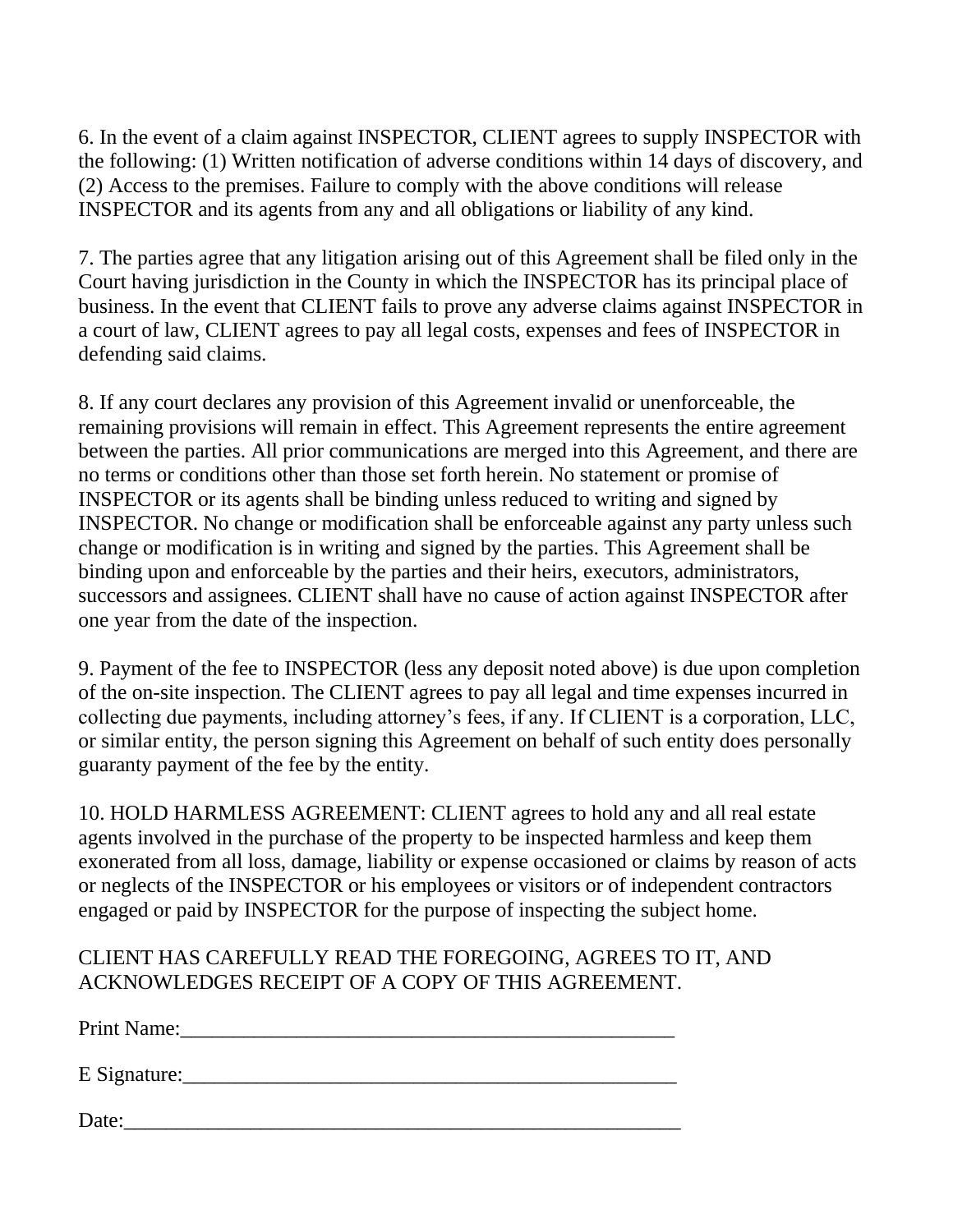6. In the event of a claim against INSPECTOR, CLIENT agrees to supply INSPECTOR with the following: (1) Written notification of adverse conditions within 14 days of discovery, and (2) Access to the premises. Failure to comply with the above conditions will release INSPECTOR and its agents from any and all obligations or liability of any kind.

7. The parties agree that any litigation arising out of this Agreement shall be filed only in the Court having jurisdiction in the County in which the INSPECTOR has its principal place of business. In the event that CLIENT fails to prove any adverse claims against INSPECTOR in a court of law, CLIENT agrees to pay all legal costs, expenses and fees of INSPECTOR in defending said claims.

8. If any court declares any provision of this Agreement invalid or unenforceable, the remaining provisions will remain in effect. This Agreement represents the entire agreement between the parties. All prior communications are merged into this Agreement, and there are no terms or conditions other than those set forth herein. No statement or promise of INSPECTOR or its agents shall be binding unless reduced to writing and signed by INSPECTOR. No change or modification shall be enforceable against any party unless such change or modification is in writing and signed by the parties. This Agreement shall be binding upon and enforceable by the parties and their heirs, executors, administrators, successors and assignees. CLIENT shall have no cause of action against INSPECTOR after one year from the date of the inspection.

9. Payment of the fee to INSPECTOR (less any deposit noted above) is due upon completion of the on-site inspection. The CLIENT agrees to pay all legal and time expenses incurred in collecting due payments, including attorney's fees, if any. If CLIENT is a corporation, LLC, or similar entity, the person signing this Agreement on behalf of such entity does personally guaranty payment of the fee by the entity.

10. HOLD HARMLESS AGREEMENT: CLIENT agrees to hold any and all real estate agents involved in the purchase of the property to be inspected harmless and keep them exonerated from all loss, damage, liability or expense occasioned or claims by reason of acts or neglects of the INSPECTOR or his employees or visitors or of independent contractors engaged or paid by INSPECTOR for the purpose of inspecting the subject home.

CLIENT HAS CAREFULLY READ THE FOREGOING, AGREES TO IT, AND ACKNOWLEDGES RECEIPT OF A COPY OF THIS AGREEMENT.

Print Name:_______________________________________________

E Signature:_______________________________________________

Date:_____________________________________________________